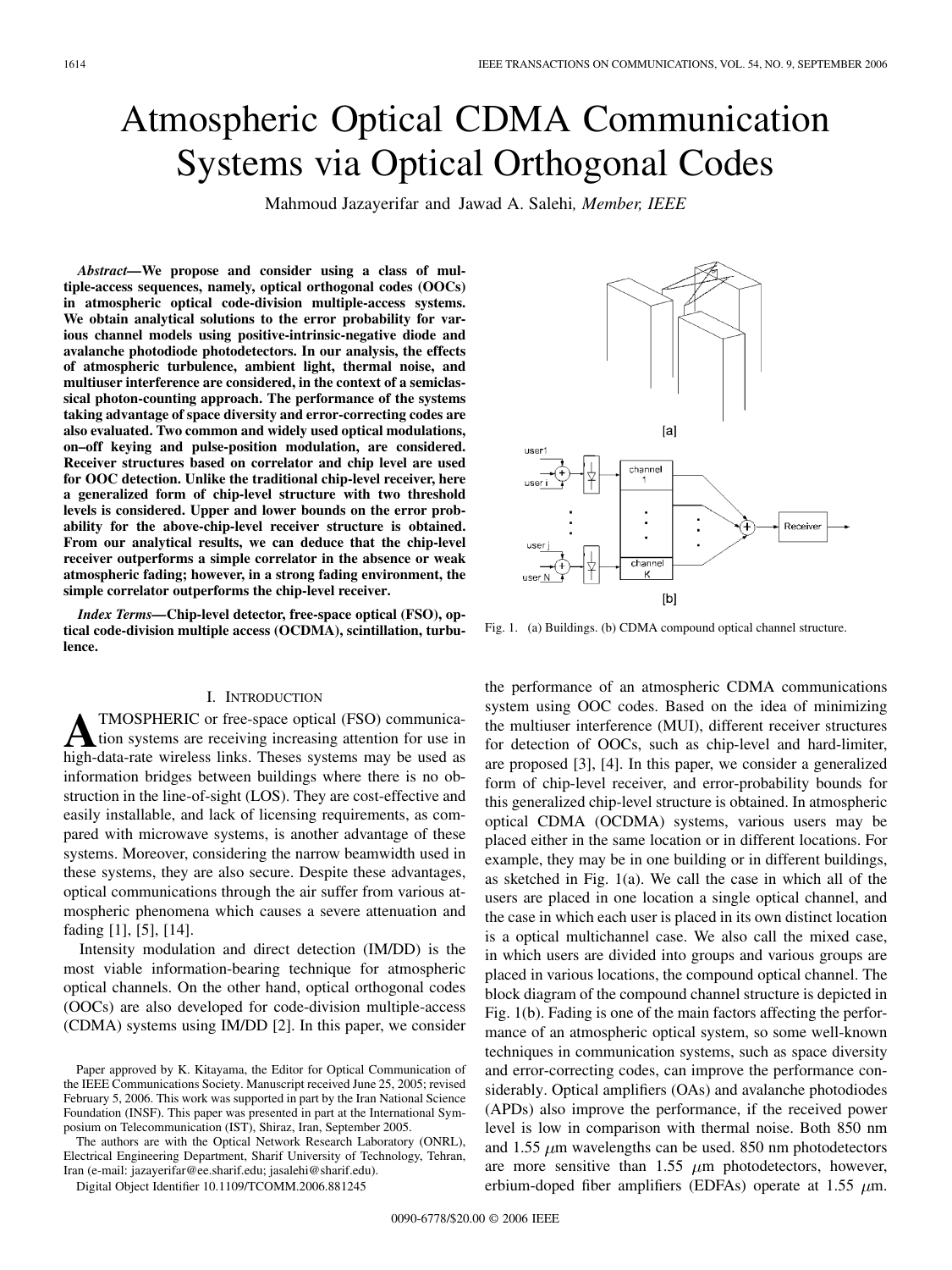# Atmospheric Optical CDMA Communication Systems via Optical Orthogonal Codes

Mahmoud Jazayerifar and Jawad A. Salehi, *Member, IEEE*

***Abstract*—We propose and consider using a class of multiple-access sequences, namely, optical orthogonal codes (OOCs) in atmospheric optical code-division multiple-access systems. We obtain analytical solutions to the error probability for various channel models using positive-intrinsic-negative diode and avalanche photodiode photodetectors. In our analysis, the effects of atmospheric turbulence, ambient light, thermal noise, and multiuser interference are considered, in the context of a semiclassical photon-counting approach. The performance of the systems taking advantage of space diversity and error-correcting codes are also evaluated. Two common and widely used optical modulations, on–off keying and pulse-position modulation, are considered. Receiver structures based on correlator and chip level are used for OOC detection. Unlike the traditional chip-level receiver, here a generalized form of chip-level structure with two threshold levels is considered. Upper and lower bounds on the error probability for the above-chip-level receiver structure is obtained. From our analytical results, we can deduce that the chip-level receiver outperforms a simple correlator in the absence or weak atmospheric fading; however, in a strong fading environment, the simple correlator outperforms the chip-level receiver.**

***Index Terms*—Chip-level detector, free-space optical (FSO), optical code-division multiple access (OCDMA), scintillation, turbulence.**

Fig. 1. (a) Buildings. (b) CDMA compound optical channel structure.

## I. Introduction

ATMOSPHERIC or free-space optical (FSO) communication systems are receiving increasing attention for use in high-data-rate wireless links. Theses systems may be used as information bridges between buildings where there is no obstruction in the line-of-sight (LOS). They are cost-effective and easily installable, and lack of licensing requirements, as compared with microwave systems, is another advantage of these systems. Moreover, considering the narrow beamwidth used in these systems, they are also secure. Despite these advantages, optical communications through the air suffer from various atmospheric phenomena which causes a severe attenuation and fading [1], [5], [14].

Intensity modulation and direct detection (IM/DD) is the most viable information-bearing technique for atmospheric optical channels. On the other hand, optical orthogonal codes (OOCs) are also developed for code-division multiple-access (CDMA) systems using IM/DD [2]. In this paper, we consider the performance of an atmospheric CDMA communications system using OOC codes. Based on the idea of minimizing the multiuser interference (MUI), different receiver structures for detection of OOCs, such as chip-level and hard-limiter, are proposed [3], [4]. In this paper, we consider a generalized form of chip-level receiver, and error-probability bounds for this generalized chip-level structure is obtained. In atmospheric optical CDMA (OCDMA) systems, various users may be placed either in the same location or in different locations. For example, they may be in one building or in different buildings, as sketched in Fig. 1(a). We call the case in which all of the users are placed in one location a single optical channel, and the case in which each user is placed in its own distinct location is a optical multichannel case. We also call the mixed case, in which users are divided into groups and various groups are placed in various locations, the compound optical channel. The block diagram of the compound channel structure is depicted in Fig. 1(b). Fading is one of the main factors affecting the performance of an atmospheric optical system, so some well-known techniques in communication systems, such as space diversity and error-correcting codes, can improve the performance considerably. Optical amplifiers (OAs) and avalanche photodiodes (APDs) also improve the performance, if the received power level is low in comparison with thermal noise. Both 850 nm and 1.55 $\mu$m wavelengths can be used. 850 nm photodetectors are more sensitive than 1.55 $\mu$m photodetectors, however, erbium-doped fiber amplifiers (EDFAs) operate at 1.55 $\mu$m.

Paper approved by K. Kitayama, the Editor for Optical Communication of the IEEE Communications Society. Manuscript received June 25, 2005; revised February 5, 2006. This work was supported in part by the Iran National Science Foundation (INSF). This paper was presented in part at the International Symposium on Telecommunication (IST), Shiraz, Iran, September 2005.

The authors are with the Optical Network Research Laboratory (ONRL), Electrical Engineering Department, Sharif University of Technology, Tehran, Iran (e-mail: jazayerifar@ee.sharif.edu; jasalehi@sharif.edu).

Digital Object Identifier 10.1109/TCOMM.2006.881245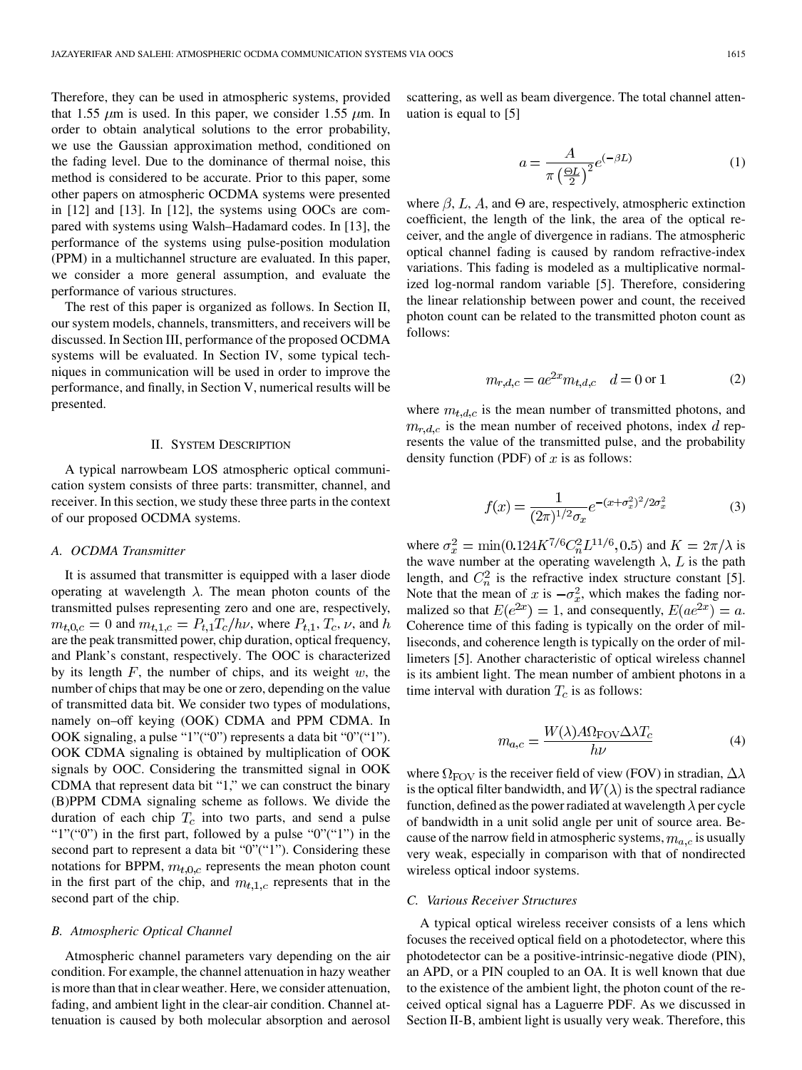Therefore, they can be used in atmospheric systems, provided that 1.55 $\mu$m is used. In this paper, we consider 1.55 $\mu$m. In order to obtain analytical solutions to the error probability, we use the Gaussian approximation method, conditioned on the fading level. Due to the dominance of thermal noise, this method is considered to be accurate. Prior to this paper, some other papers on atmospheric OCDMA systems were presented in [12] and [13]. In [12], the systems using OOCs are compared with systems using Walsh–Hadamard codes. In [13], the performance of the systems using pulse-position modulation (PPM) in a multichannel structure are evaluated. In this paper, we consider a more general assumption, and evaluate the performance of various structures.

The rest of this paper is organized as follows. In Section II, our system models, channels, transmitters, and receivers will be discussed. In Section III, performance of the proposed OCDMA systems will be evaluated. In Section IV, some typical techniques in communication will be used in order to improve the performance, and finally, in Section V, numerical results will be presented.

## II. System Description

A typical narrowbeam LOS atmospheric optical communication system consists of three parts: transmitter, channel, and receiver. In this section, we study these three parts in the context of our proposed OCDMA systems.

### A. OCDMA Transmitter

It is assumed that transmitter is equipped with a laser diode operating at wavelength $\lambda$. The mean photon counts of the transmitted pulses representing zero and one are, respectively, $m_{t,0,c} = 0$ and $m_{t,1,c} = P_{t,1}T_c/h\nu$, where $P_{t,1}$, $T_c$, $\nu$, and $h$ are the peak transmitted power, chip duration, optical frequency, and Plank's constant, respectively. The OOC is characterized by its length $F$, the number of chips, and its weight $w$, the number of chips that may be one or zero, depending on the value of transmitted data bit. We consider two types of modulations, namely on–off keying (OOK) CDMA and PPM CDMA. In OOK signaling, a pulse "1"("0") represents a data bit "0"("1"). OOK CDMA signaling is obtained by multiplication of OOK signals by OOC. Considering the transmitted signal in OOK CDMA that represent data bit "1," we can construct the binary (B)PPM CDMA signaling scheme as follows. We divide the duration of each chip $T_c$ into two parts, and send a pulse "1"("0") in the first part, followed by a pulse "0"("1") in the second part to represent a data bit "0"("1"). Considering these notations for BPPM, $m_{t,0,c}$ represents the mean photon count in the first part of the chip, and $m_{t,1,c}$ represents that in the second part of the chip.

### B. Atmospheric Optical Channel

Atmospheric channel parameters vary depending on the air condition. For example, the channel attenuation in hazy weather is more than that in clear weather. Here, we consider attenuation, fading, and ambient light in the clear-air condition. Channel attenuation is caused by both molecular absorption and aerosol scattering, as well as beam divergence. The total channel attenuation is equal to [5]

$$a = \frac{A}{\pi\left(\frac{\Theta L}{2}\right)^2} e^{(-\beta L)} \tag{1}$$

where $\beta$, $L$, $A$, and $\Theta$ are, respectively, atmospheric extinction coefficient, the length of the link, the area of the optical receiver, and the angle of divergence in radians. The atmospheric optical channel fading is caused by random refractive-index variations. This fading is modeled as a multiplicative normalized log-normal random variable [5]. Therefore, considering the linear relationship between power and count, the received photon count can be related to the transmitted photon count as follows:

$$m_{r,d,c} = a e^{2x} m_{t,d,c} \quad d = 0 \text{ or } 1 \tag{2}$$

where $m_{t,d,c}$ is the mean number of transmitted photons, and $m_{r,d,c}$ is the mean number of received photons, index $d$ represents the value of the transmitted pulse, and the probability density function (PDF) of $x$ is as follows:

$$f(x) = \frac{1}{(2\pi)^{1/2}\sigma_x} e^{-(x+\sigma_x^2)^2/2\sigma_x^2} \tag{3}$$

where $\sigma_x^2 = \min(0.124K^{7/6}C_n^2 L^{11/6}, 0.5)$ and $K = 2\pi/\lambda$ is the wave number at the operating wavelength $\lambda$, $L$ is the path length, and $C_n^2$ is the refractive index structure constant [5]. Note that the mean of $x$ is $-\sigma_x^2$, which makes the fading normalized so that $E(e^{2x}) = 1$, and consequently, $E(ae^{2x}) = a$. Coherence time of this fading is typically on the order of milliseconds, and coherence length is typically on the order of millimeters [5]. Another characteristic of optical wireless channel is its ambient light. The mean number of ambient photons in a time interval with duration $T_c$ is as follows:

$$m_{a,c} = \frac{W(\lambda) A \Omega_{\text{FOV}} \Delta\lambda T_c}{h\nu} \tag{4}$$

where $\Omega_{\text{FOV}}$ is the receiver field of view (FOV) in stradian, $\Delta\lambda$ is the optical filter bandwidth, and $W(\lambda)$ is the spectral radiance function, defined as the power radiated at wavelength $\lambda$ per cycle of bandwidth in a unit solid angle per unit of source area. Because of the narrow field in atmospheric systems, $m_{a,c}$ is usually very weak, especially in comparison with that of nondirected wireless optical indoor systems.

### C. Various Receiver Structures

A typical optical wireless receiver consists of a lens which focuses the received optical field on a photodetector, where this photodetector can be a positive-intrinsic-negative diode (PIN), an APD, or a PIN coupled to an OA. It is well known that due to the existence of the ambient light, the photon count of the received optical signal has a Laguerre PDF. As we discussed in Section II-B, ambient light is usually very weak. Therefore, this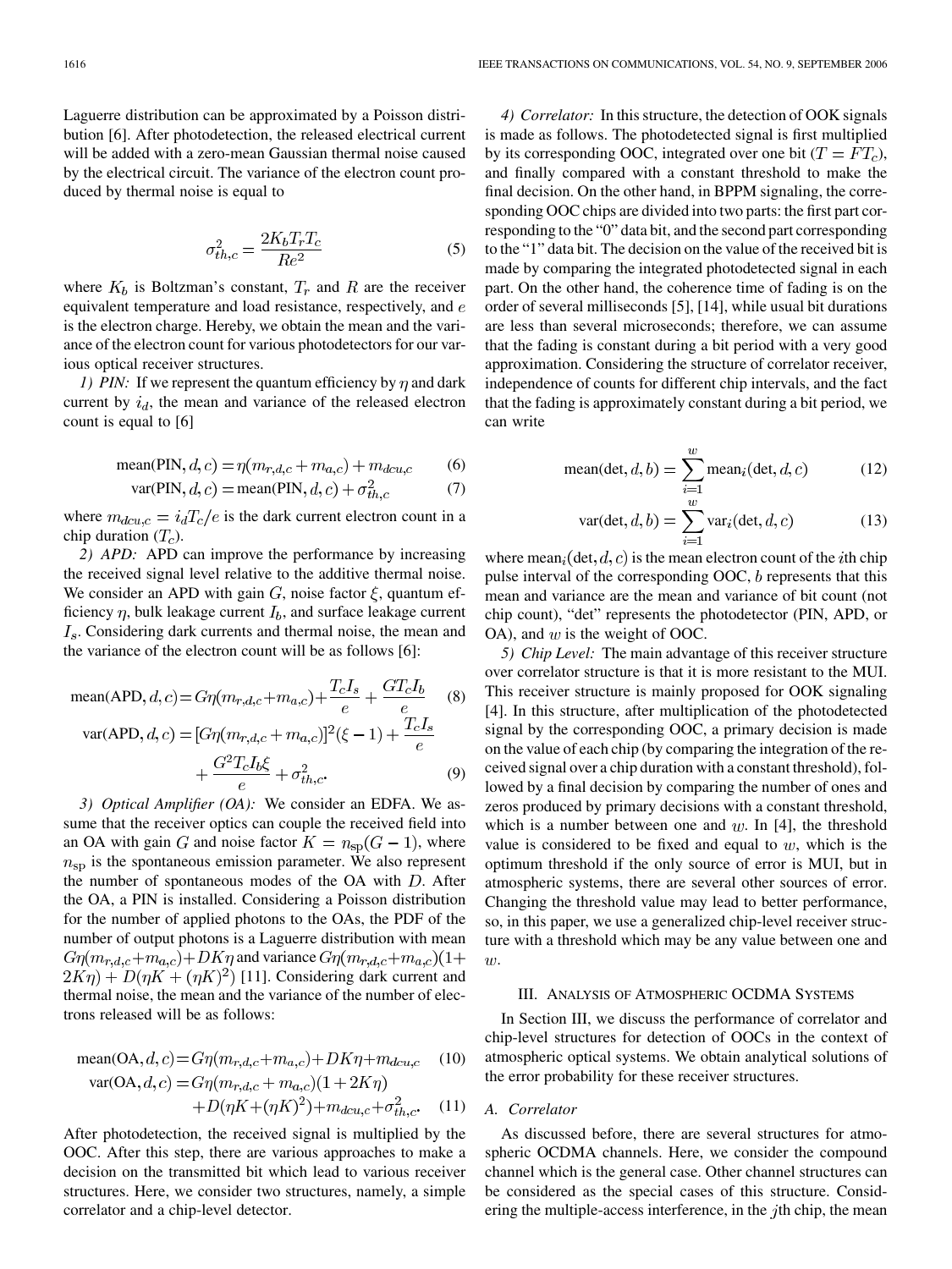Laguerre distribution can be approximated by a Poisson distribution [6]. After photodetection, the released electrical current will be added with a zero-mean Gaussian thermal noise caused by the electrical circuit. The variance of the electron count produced by thermal noise is equal to

$$\sigma_{th,c}^2 = \frac{2K_b T_r T_c}{Re^2} \tag{5}$$

where $K_b$ is Boltzman's constant, $T_r$ and $R$ are the receiver equivalent temperature and load resistance, respectively, and $e$ is the electron charge. Hereby, we obtain the mean and the variance of the electron count for various photodetectors for our various optical receiver structures.

*1) PIN:* If we represent the quantum efficiency by $\eta$ and dark current by $i_d$, the mean and variance of the released electron count is equal to [6]

$$\text{mean(PIN}, d, c) = \eta(m_{r,d,c} + m_{a,c}) + m_{dcu,c} \tag{6}$$

$$\text{var(PIN}, d, c) = \text{mean(PIN}, d, c) + \sigma_{th,c}^2 \tag{7}$$

where $m_{dcu,c} = i_d T_c / e$ is the dark current electron count in a chip duration ($T_c$).

*2) APD:* APD can improve the performance by increasing the received signal level relative to the additive thermal noise. We consider an APD with gain $G$, noise factor $\xi$, quantum efficiency $\eta$, bulk leakage current $I_b$, and surface leakage current $I_s$. Considering dark currents and thermal noise, the mean and the variance of the electron count will be as follows [6]:

$$\text{mean(APD}, d, c) = G\eta(m_{r,d,c} + m_{a,c}) + \frac{T_c I_s}{e} + \frac{G T_c I_b}{e} \tag{8}$$

$$\text{var(APD}, d, c) = [G\eta(m_{r,d,c} + m_{a,c})]^2(\xi - 1) + \frac{T_c I_s}{e} + \frac{G^2 T_c I_b \xi}{e} + \sigma_{th,c}^2. \tag{9}$$

*3) Optical Amplifier (OA):* We consider an EDFA. We assume that the receiver optics can couple the received field into an OA with gain $G$ and noise factor $K = n_{\text{sp}}(G-1)$, where $n_{\text{sp}}$ is the spontaneous emission parameter. We also represent the number of spontaneous modes of the OA with $D$. After the OA, a PIN is installed. Considering a Poisson distribution for the number of applied photons to the OAs, the PDF of the number of output photons is a Laguerre distribution with mean $G\eta(m_{r,d,c}+m_{a,c})+DK\eta$ and variance $G\eta(m_{r,d,c}+m_{a,c})(1+2K\eta)+D(\eta K+(\eta K)^2)$ [11]. Considering dark current and thermal noise, the mean and the variance of the number of electrons released will be as follows:

$$\text{mean(OA}, d, c) = G\eta(m_{r,d,c} + m_{a,c}) + DK\eta + m_{dcu,c} \tag{10}$$

$$\text{var(OA}, d, c) = G\eta(m_{r,d,c} + m_{a,c})(1 + 2K\eta) + D(\eta K + (\eta K)^2) + m_{dcu,c} + \sigma_{th,c}^2. \tag{11}$$

After photodetection, the received signal is multiplied by the OOC. After this step, there are various approaches to make a decision on the transmitted bit which lead to various receiver structures. Here, we consider two structures, namely, a simple correlator and a chip-level detector.

*4) Correlator:* In this structure, the detection of OOK signals is made as follows. The photodetected signal is first multiplied by its corresponding OOC, integrated over one bit ($T = FT_c$), and finally compared with a constant threshold to make the final decision. On the other hand, in BPPM signaling, the corresponding OOC chips are divided into two parts: the first part corresponding to the "0" data bit, and the second part corresponding to the "1" data bit. The decision on the value of the received bit is made by comparing the integrated photodetected signal in each part. On the other hand, the coherence time of fading is on the order of several milliseconds [5], [14], while usual bit durations are less than several microseconds; therefore, we can assume that the fading is constant during a bit period with a very good approximation. Considering the structure of correlator receiver, independence of counts for different chip intervals, and the fact that the fading is approximately constant during a bit period, we can write

$$\text{mean(det}, d, b) = \sum_{i=1}^{w} \text{mean}_i(\text{det}, d, c) \tag{12}$$

$$\text{var(det}, d, b) = \sum_{i=1}^{w} \text{var}_i(\text{det}, d, c) \tag{13}$$

where $\text{mean}_i(\text{det}, d, c)$ is the mean electron count of the $i$th chip pulse interval of the corresponding OOC, $b$ represents that this mean and variance are the mean and variance of bit count (not chip count), "det" represents the photodetector (PIN, APD, or OA), and $w$ is the weight of OOC.

*5) Chip Level:* The main advantage of this receiver structure over correlator structure is that it is more resistant to the MUI. This receiver structure is mainly proposed for OOK signaling [4]. In this structure, after multiplication of the photodetected signal by the corresponding OOC, a primary decision is made on the value of each chip (by comparing the integration of the received signal over a chip duration with a constant threshold), followed by a final decision by comparing the number of ones and zeros produced by primary decisions with a constant threshold, which is a number between one and $w$. In [4], the threshold value is considered to be fixed and equal to $w$, which is the optimum threshold if the only source of error is MUI, but in atmospheric systems, there are several other sources of error. Changing the threshold value may lead to better performance, so, in this paper, we use a generalized chip-level receiver structure with a threshold which may be any value between one and $w$.

## III. Analysis of Atmospheric OCDMA Systems

In Section III, we discuss the performance of correlator and chip-level structures for detection of OOCs in the context of atmospheric optical systems. We obtain analytical solutions of the error probability for these receiver structures.

### *A. Correlator*

As discussed before, there are several structures for atmospheric OCDMA channels. Here, we consider the compound channel which is the general case. Other channel structures can be considered as the special cases of this structure. Considering the multiple-access interference, in the $j$th chip, the mean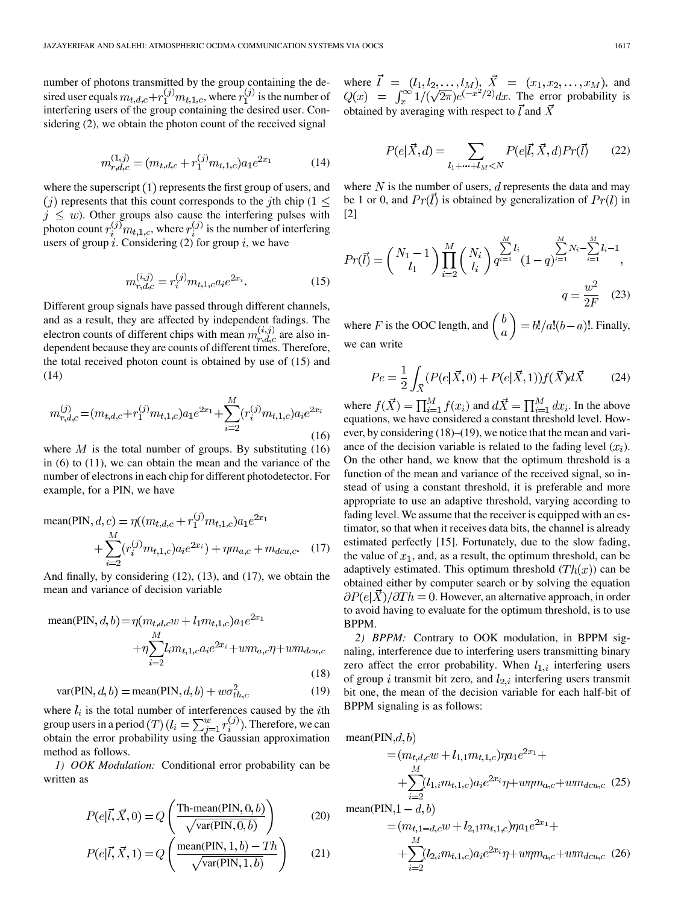number of photons transmitted by the group containing the desired user equals $m_{t,d,c}+r_1^{(j)}m_{t,1,c}$, where $r_1^{(j)}$ is the number of interfering users of the group containing the desired user. Considering (2), we obtain the photon count of the received signal

$$m_{r,d,c}^{(1,j)} = (m_{t,d,c} + r_1^{(j)} m_{t,1,c}) a_1 e^{2x_1} \tag{14}$$

where the superscript $(1)$ represents the first group of users, and $(j)$ represents that this count corresponds to the $j$th chip ($1 \leq j \leq w$). Other groups also cause the interfering pulses with photon count $r_i^{(j)} m_{t,1,c}$, where $r_i^{(j)}$ is the number of interfering users of group $i$. Considering (2) for group $i$, we have

$$m_{r,d,c}^{(i,j)} = r_i^{(j)} m_{t,1,c} a_i e^{2x_i}. \tag{15}$$

Different group signals have passed through different channels, and as a result, they are affected by independent fadings. The electron counts of different chips with mean $m_{r,d,c}^{(i,j)}$ are also independent because they are counts of different times. Therefore, the total received photon count is obtained by use of (15) and (14)

$$m_{r,d,c}^{(j)} = (m_{t,d,c} + r_1^{(j)} m_{t,1,c}) a_1 e^{2x_1} + \sum_{i=2}^{M} (r_i^{(j)} m_{t,1,c}) a_i e^{2x_i} \tag{16}$$

where $M$ is the total number of groups. By substituting (16) in (6) to (11), we can obtain the mean and the variance of the number of electrons in each chip for different photodetector. For example, for a PIN, we have

$$\text{mean}(\text{PIN}, d, c) = \eta((m_{t,d,c} + r_1^{(j)} m_{t,1,c}) a_1 e^{2x_1} + \sum_{i=2}^{M} (r_i^{(j)} m_{t,1,c}) a_i e^{2x_i}) + \eta m_{a,c} + m_{dcu,c}. \tag{17}$$

And finally, by considering (12), (13), and (17), we obtain the mean and variance of decision variable

$$\text{mean}(\text{PIN}, d, b) = \eta(m_{t,d,c} w + l_1 m_{t,1,c}) a_1 e^{2x_1} + \eta \sum_{i=2}^{M} l_i m_{t,1,c} a_i e^{2x_i} + w m_{a,c} \eta + w m_{dcu,c} \tag{18}$$

$$\text{var}(\text{PIN}, d, b) = \text{mean}(\text{PIN}, d, b) + w \sigma_{th,c}^2 \tag{19}$$

where $l_i$ is the total number of interferences caused by the $i$th group users in a period $(T)$ $(l_i = \sum_{j=1}^{w} r_i^{(j)})$. Therefore, we can obtain the error probability using the Gaussian approximation method as follows.

*1) OOK Modulation:* Conditional error probability can be written as

$$P(e|\vec{l}, \vec{X}, 0) = Q\left(\frac{\text{Th-mean}(\text{PIN}, 0, b)}{\sqrt{\text{var}(\text{PIN}, 0, b)}}\right) \tag{20}$$

$$P(e|\vec{l}, \vec{X}, 1) = Q\left(\frac{\text{mean}(\text{PIN}, 1, b) - Th}{\sqrt{\text{var}(\text{PIN}, 1, b)}}\right) \tag{21}$$

where $\vec{l} = (l_1, l_2, \ldots, l_M)$, $\vec{X} = (x_1, x_2, \ldots, x_M)$, and $Q(x) = \int_x^{\infty} 1/(\sqrt{2\pi}) e^{(-x^2/2)} dx$. The error probability is obtained by averaging with respect to $\vec{l}$ and $\vec{X}$

$$P(e|\vec{X}, d) = \sum_{l_1 + \cdots + l_M < N} P(e|\vec{l}, \vec{X}, d) Pr(\vec{l}) \tag{22}$$

where $N$ is the number of users, $d$ represents the data and may be 1 or 0, and $Pr(\vec{l})$ is obtained by generalization of $Pr(l)$ in [2]

$$Pr(\vec{l}) = \binom{N_1 - 1}{l_1} \prod_{i=2}^{M} \binom{N_i}{l_i} q^{\sum_{i=1}^{M} l_i} (1-q)^{\sum_{i=1}^{M} N_i - \sum_{i=1}^{M} l_i - 1}, \quad q = \frac{w^2}{2F} \tag{23}$$

where $F$ is the OOC length, and $\binom{b}{a} = b!/a!(b-a)!$. Finally, we can write

$$Pe = \frac{1}{2} \int_{\vec{X}} (P(e|\vec{X}, 0) + P(e|\vec{X}, 1)) f(\vec{X}) d\vec{X} \tag{24}$$

where $f(\vec{X}) = \prod_{i=1}^{M} f(x_i)$ and $d\vec{X} = \prod_{i=1}^{M} dx_i$. In the above equations, we have considered a constant threshold level. However, by considering (18)–(19), we notice that the mean and variance of the decision variable is related to the fading level ($x_i$). On the other hand, we know that the optimum threshold is a function of the mean and variance of the received signal, so instead of using a constant threshold, it is preferable and more appropriate to use an adaptive threshold, varying according to fading level. We assume that the receiver is equipped with an estimator, so that when it receives data bits, the channel is already estimated perfectly [15]. Fortunately, due to the slow fading, the value of $x_1$, and, as a result, the optimum threshold, can be adaptively estimated. This optimum threshold $(Th(x))$ can be obtained either by computer search or by solving the equation $\partial P(e|\vec{X})/\partial Th = 0$. However, an alternative approach, in order to avoid having to evaluate for the optimum threshold, is to use BPPM.

*2) BPPM:* Contrary to OOK modulation, in BPPM signaling, interference due to interfering users transmitting binary zero affect the error probability. When $l_{1,i}$ interfering users of group $i$ transmit bit zero, and $l_{2,i}$ interfering users transmit bit one, the mean of the decision variable for each half-bit of BPPM signaling is as follows:

$$\begin{aligned}\text{mean}(\text{PIN}, d, b) &= (m_{t,d,c} w + l_{1,1} m_{t,1,c}) \eta a_1 e^{2x_1} + \\ &+ \sum_{i=2}^{M} (l_{1,i} m_{t,1,c}) a_i e^{2x_i} \eta + w \eta m_{a,c} + w m_{dcu,c}\end{aligned} \tag{25}$$

$$\begin{aligned}\text{mean}(\text{PIN}, 1-d, b) &= (m_{t,1-d,c} w + l_{2,1} m_{t,1,c}) \eta a_1 e^{2x_1} + \\ &+ \sum_{i=2}^{M} (l_{2,i} m_{t,1,c}) a_i e^{2x_i} \eta + w \eta m_{a,c} + w m_{dcu,c}\end{aligned} \tag{26}$$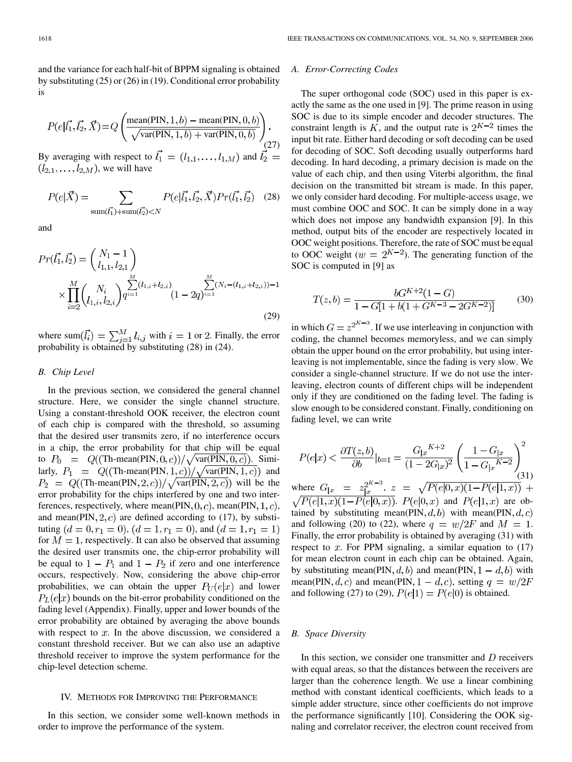and the variance for each half-bit of BPPM signaling is obtained by substituting (25) or (26) in (19). Conditional error probability is

$$P(e|\vec{l_1}, \vec{l_2}, \vec{X}) = Q\left(\frac{\text{mean(PIN}, 1, b) - \text{mean(PIN}, 0, b)}{\sqrt{\text{var(PIN}, 1, b) + \text{var(PIN}, 0, b)}}\right). \tag{27}$$

By averaging with respect to $\vec{l_1} = (l_{1,1}, \ldots, l_{1,M})$ and $\vec{l_2} = (l_{2,1}, \ldots, l_{2,M})$, we will have

$$P(e|\vec{X}) = \sum_{\text{sum}(\vec{l_1}) + \text{sum}(\vec{l_2}) < N} P(e|\vec{l_1}, \vec{l_2}, \vec{X}) Pr(\vec{l_1}, \vec{l_2}) \tag{28}$$

and

$$Pr(\vec{l_1}, \vec{l_2}) = \binom{N_1 - 1}{l_{1,1}, l_{2,1}} \times \prod_{i=2}^{M} \binom{N_i}{l_{1,i}, l_{2,i}} q^{\sum_{i=1}^{M}(l_{1,i} + l_{2,i})} (1 - 2q)^{\sum_{i=1}^{M}(N_i - (l_{1,i} + l_{2,i})) - 1} \tag{29}$$

where $\text{sum}(\vec{l_i}) = \sum_{j=1}^{M} l_{i,j}$ with $i = 1$ or $2$. Finally, the error probability is obtained by substituting (28) in (24).

### B. Chip Level

In the previous section, we considered the general channel structure. Here, we consider the single channel structure. Using a constant-threshold OOK receiver, the electron count of each chip is compared with the threshold, so assuming that the desired user transmits zero, if no interference occurs in a chip, the error probability for that chip will be equal to $P_0 = Q((\text{Th-mean(PIN}, 0, c))/\sqrt{\text{var(PIN}, 0, c)})$. Similarly, $P_1 = Q((\text{Th-mean(PIN}, 1, c))/\sqrt{\text{var(PIN}, 1, c)})$ and $P_2 = Q((\text{Th-mean(PIN}, 2, c))/\sqrt{\text{var(PIN}, 2, c)})$ will be the error probability for the chips interfered by one and two interferences, respectively, where mean(PIN, $0, c$), mean(PIN, $1, c$), and mean(PIN, $2, c$) are defined according to (17), by substituting $(d = 0, r_1 = 0)$, $(d = 1, r_1 = 0)$, and $(d = 1, r_1 = 1)$ for $M = 1$, respectively. It can also be observed that assuming the desired user transmits one, the chip-error probability will be equal to $1 - P_1$ and $1 - P_2$ if zero and one interference occurs, respectively. Now, considering the above chip-error probabilities, we can obtain the upper $P_U(e|x)$ and lower $P_L(e|x)$ bounds on the bit-error probability conditioned on the fading level (Appendix). Finally, upper and lower bounds of the error probability are obtained by averaging the above bounds with respect to $x$. In the above discussion, we considered a constant threshold receiver. But we can also use an adaptive threshold receiver to improve the system performance for the chip-level detection scheme.

## IV. Methods for Improving the Performance

In this section, we consider some well-known methods in order to improve the performance of the system.

### A. Error-Correcting Codes

The super orthogonal code (SOC) used in this paper is exactly the same as the one used in [9]. The prime reason in using SOC is due to its simple encoder and decoder structures. The constraint length is $K$, and the output rate is $2^{K-2}$ times the input bit rate. Either hard decoding or soft decoding can be used for decoding of SOC. Soft decoding usually outperforms hard decoding. In hard decoding, a primary decision is made on the value of each chip, and then using Viterbi algorithm, the final decision on the transmitted bit stream is made. In this paper, we only consider hard decoding. For multiple-access usage, we must combine OOC and SOC. It can be simply done in a way which does not impose any bandwidth expansion [9]. In this method, output bits of the encoder are respectively located in OOC weight positions. Therefore, the rate of SOC must be equal to OOC weight ($w = 2^{K-2}$). The generating function of the SOC is computed in [9] as

$$T(z, b) = \frac{bG^{K+2}(1 - G)}{1 - G[1 + b(1 + G^{K-3} - 2G^{K-2})]} \tag{30}$$

in which $G = z^{2^{K-3}}$. If we use interleaving in conjunction with coding, the channel becomes memoryless, and we can simply obtain the upper bound on the error probability, but using interleaving is not implementable, since the fading is very slow. We consider a single-channel structure. If we do not use the interleaving, electron counts of different chips will be independent only if they are conditioned on the fading level. The fading is slow enough to be considered constant. Finally, conditioning on fading level, we can write

$$P(e|x) < \frac{\partial T(z, b)}{\partial b}\Big|_{b=1} = \frac{G_{|x}{}^{K+2}}{(1 - 2G_{|x})^2}\left(\frac{1 - G_{|x}}{1 - G_{|x}{}^{K-2}}\right)^2 \tag{31}$$

where $G_{|x} = z_{|x}^{2^{K-3}}$, $z = \sqrt{P(e|0, x)(1 - P(e|1, x))} + \sqrt{P(e|1, x)(1 - P(e|0, x))}$. $P(e|0, x)$ and $P(e|1, x)$ are obtained by substituting mean(PIN, $d, b$) with mean(PIN, $d, c$) and following (20) to (22), where $q = w/2F$ and $M = 1$. Finally, the error probability is obtained by averaging (31) with respect to $x$. For PPM signaling, a similar equation to (17) for mean electron count in each chip can be obtained. Again, by substituting mean(PIN, $d, b$) and mean(PIN, $1 - d, b$) with mean(PIN, $d, c$) and mean(PIN, $1 - d, c$), setting $q = w/2F$ and following (27) to (29), $P(e|1) = P(e|0)$ is obtained.

### B. Space Diversity

In this section, we consider one transmitter and $D$ receivers with equal areas, so that the distances between the receivers are larger than the coherence length. We use a linear combining method with constant identical coefficients, which leads to a simple adder structure, since other coefficients do not improve the performance significantly [10]. Considering the OOK signaling and correlator receiver, the electron count received from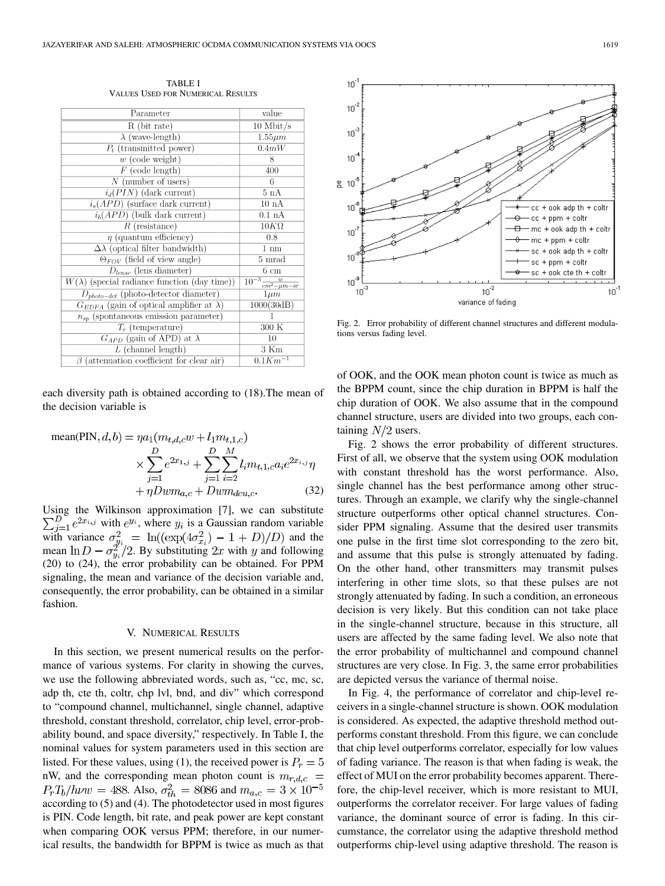TABLE I
VALUES USED FOR NUMERICAL RESULTS

| Parameter | value |
|---|---|
| R (bit rate) | 10 Mbit/s |
| $\lambda$ (wave-length) | $1.55\mu m$ |
| $P_t$ (transmitted power) | $0.4mW$ |
| $w$ (code weight) | 8 |
| $F$ (code length) | 400 |
| $N$ (number of users) | 6 |
| $i_d(PIN)$ (dark current) | 5 nA |
| $i_s(APD)$ (surface dark current) | 10 nA |
| $i_b(APD)$ (bulk dark current) | 0.1 nA |
| $R$ (resistance) | $10K\Omega$ |
| $\eta$ (quantum efficiency) | 0.8 |
| $\Delta\lambda$ (optical filter bandwidth) | 1 nm |
| $\Theta_{FOV}$ (field of view angle) | 5 mrad |
| $D_{lense}$ (lens diameter) | 6 cm |
| $W(\lambda)$ (special radiance function (day time)) | $10^{-3}\frac{w}{cm^2-\mu m-sr}$ |
| $D_{photo-det}$ (photo-detector diameter) | $1\mu m$ |
| $G_{EDFA}$ (gain of optical amplifier at $\lambda$) | 1000(30dB) |
| $n_{sp}$ (spontaneous emission parameter) | 1 |
| $T_r$ (temperature) | 300 K |
| $G_{APD}$ (gain of APD) at $\lambda$ | 10 |
| $L$ (channel length) | 3 Km |
| $\beta$ (attenuation coefficient for clear air) | $0.1Km^{-1}$ |

each diversity path is obtained according to (18).The mean of the decision variable is

$$\begin{aligned}\text{mean}(\text{PIN}, d, b) = \eta a_1(m_{t,d,c}w + l_1 m_{t,1,c}) \\ \times \sum_{j=1}^{D} e^{2x_{1,j}} + \sum_{j=1}^{D}\sum_{i=2}^{M} l_i m_{t,1,c} a_i e^{2x_{i,j}}\eta \\ + \eta D w m_{a,c} + D w m_{dcu,c}.\end{aligned} \tag{32}$$

Using the Wilkinson approximation [7], we can substitute $\sum_{j=1}^{D} e^{2x_{i,j}}$ with $e^{y_i}$, where $y_i$ is a Gaussian random variable with variance $\sigma_{y_i}^2 = \ln((\exp(4\sigma_{x_i}^2) - 1 + D)/D)$ and the mean $\ln D - \sigma_{y_i}^2/2$. By substituting $2x$ with $y$ and following (20) to (24), the error probability can be obtained. For PPM signaling, the mean and variance of the decision variable and, consequently, the error probability, can be obtained in a similar fashion.

## V. Numerical Results

In this section, we present numerical results on the performance of various systems. For clarity in showing the curves, we use the following abbreviated words, such as, "cc, mc, sc, adp th, cte th, coltr, chp lvl, bnd, and div" which correspond to "compound channel, multichannel, single channel, adaptive threshold, constant threshold, correlator, chip level, error-probability bound, and space diversity," respectively. In Table I, the nominal values for system parameters used in this section are listed. For these values, using (1), the received power is $P_r = 5$ nW, and the corresponding mean photon count is $m_{r,d,c} = P_r T_b / h\nu w = 488$. Also, $\sigma_{th}^2 = 8086$ and $m_{a,c} = 3 \times 10^{-5}$ according to (5) and (4). The photodetector used in most figures is PIN. Code length, bit rate, and peak power are kept constant when comparing OOK versus PPM; therefore, in our numerical results, the bandwidth for BPPM is twice as much as that of OOK, and the OOK mean photon count is twice as much as the BPPM count, since the chip duration in BPPM is half the chip duration of OOK. We also assume that in the compound channel structure, users are divided into two groups, each containing $N/2$ users.

pe
variance of fading
$10^{-1}$
$10^{-2}$
$10^{-3}$
$10^{-4}$
$10^{-5}$
$10^{-6}$
$10^{-7}$
$10^{-8}$
$10^{-9}$
$10^{-3}$
$10^{-2}$
$10^{-1}$
cc + ook adp th + coltr
cc + ppm + coltr
mc + ook adp th + coltr
mc + ppm + coltr
sc + ook adp th + coltr
sc + ppm + coltr
sc + ook cte th + coltr

Fig. 2. Error probability of different channel structures and different modulations versus fading level.

Fig. 2 shows the error probability of different structures. First of all, we observe that the system using OOK modulation with constant threshold has the worst performance. Also, single channel has the best performance among other structures. Through an example, we clarify why the single-channel structure outperforms other optical channel structures. Consider PPM signaling. Assume that the desired user transmits one pulse in the first time slot corresponding to the zero bit, and assume that this pulse is strongly attenuated by fading. On the other hand, other transmitters may transmit pulses interfering in other time slots, so that these pulses are not strongly attenuated by fading. In such a condition, an erroneous decision is very likely. But this condition can not take place in the single-channel structure, because in this structure, all users are affected by the same fading level. We also note that the error probability of multichannel and compound channel structures are very close. In Fig. 3, the same error probabilities are depicted versus the variance of thermal noise.

In Fig. 4, the performance of correlator and chip-level receivers in a single-channel structure is shown. OOK modulation is considered. As expected, the adaptive threshold method outperforms constant threshold. From this figure, we can conclude that chip level outperforms correlator, especially for low values of fading variance. The reason is that when fading is weak, the effect of MUI on the error probability becomes apparent. Therefore, the chip-level receiver, which is more resistant to MUI, outperforms the correlator receiver. For large values of fading variance, the dominant source of error is fading. In this circumstance, the correlator using the adaptive threshold method outperforms chip-level using adaptive threshold. The reason is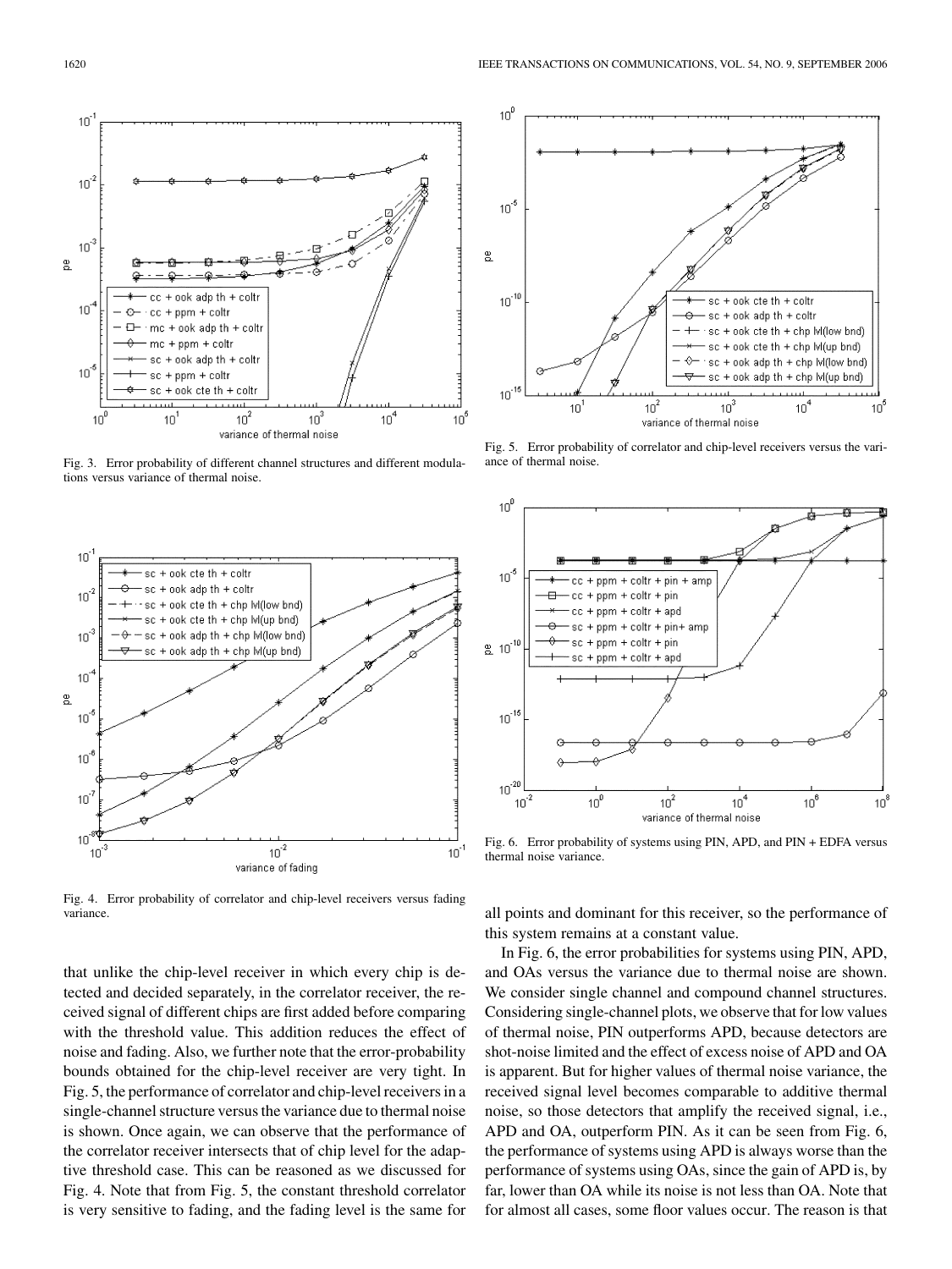Fig. 3. Error probability of different channel structures and different modulations versus variance of thermal noise.

Fig. 4. Error probability of correlator and chip-level receivers versus fading variance.

that unlike the chip-level receiver in which every chip is detected and decided separately, in the correlator receiver, the received signal of different chips are first added before comparing with the threshold value. This addition reduces the effect of noise and fading. Also, we further note that the error-probability bounds obtained for the chip-level receiver are very tight. In Fig. 5, the performance of correlator and chip-level receivers in a single-channel structure versus the variance due to thermal noise is shown. Once again, we can observe that the performance of the correlator receiver intersects that of chip level for the adaptive threshold case. This can be reasoned as we discussed for Fig. 4. Note that from Fig. 5, the constant threshold correlator is very sensitive to fading, and the fading level is the same for all points and dominant for this receiver, so the performance of this system remains at a constant value.

Fig. 5. Error probability of correlator and chip-level receivers versus the variance of thermal noise.

Fig. 6. Error probability of systems using PIN, APD, and PIN + EDFA versus thermal noise variance.

In Fig. 6, the error probabilities for systems using PIN, APD, and OAs versus the variance due to thermal noise are shown. We consider single channel and compound channel structures. Considering single-channel plots, we observe that for low values of thermal noise, PIN outperforms APD, because detectors are shot-noise limited and the effect of excess noise of APD and OA is apparent. But for higher values of thermal noise variance, the received signal level becomes comparable to additive thermal noise, so those detectors that amplify the received signal, i.e., APD and OA, outperform PIN. As it can be seen from Fig. 6, the performance of systems using APD is always worse than the performance of systems using OAs, since the gain of APD is, by far, lower than OA while its noise is not less than OA. Note that for almost all cases, some floor values occur. The reason is that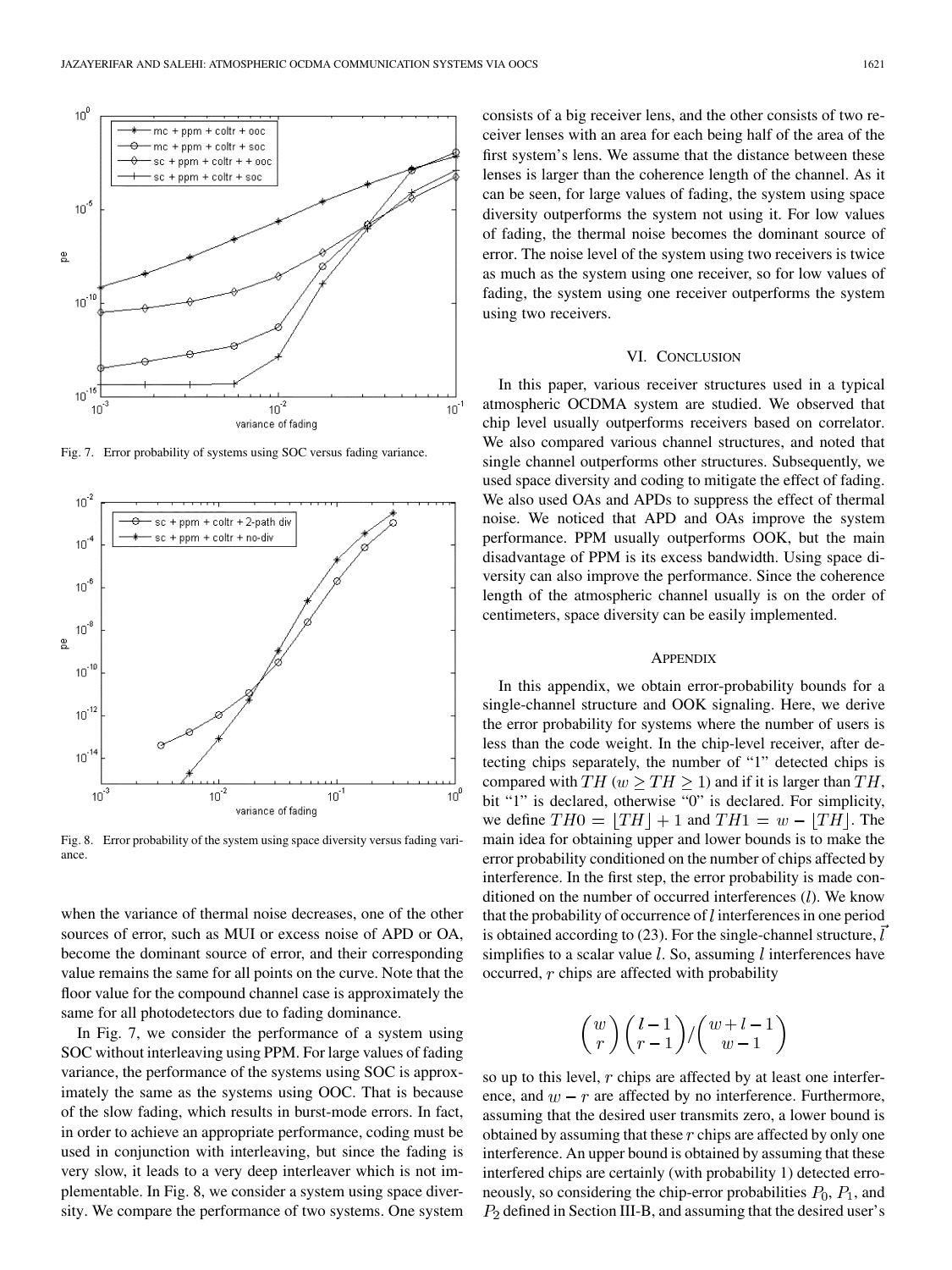$10^{0}$

mc + ppm + coltr + ooc

mc + ppm + coltr + soc

sc + ppm + coltr + + ooc

sc + ppm + coltr + soc

$10^{-5}$

pe

$10^{-10}$

$10^{-15}$

$10^{-3}$

$10^{-2}$

$10^{-1}$

variance of fading

Fig. 7. Error probability of systems using SOC versus fading variance.

$10^{-2}$

sc + ppm + coltr + 2-path div

sc + ppm + coltr + no-div

$10^{-4}$

$10^{-6}$

$10^{-8}$

pe

$10^{-10}$

$10^{-12}$

$10^{-14}$

$10^{-3}$

$10^{-2}$

$10^{-1}$

$10^{0}$

variance of fading

Fig. 8. Error probability of the system using space diversity versus fading variance.

when the variance of thermal noise decreases, one of the other sources of error, such as MUI or excess noise of APD or OA, become the dominant source of error, and their corresponding value remains the same for all points on the curve. Note that the floor value for the compound channel case is approximately the same for all photodetectors due to fading dominance.

In Fig. 7, we consider the performance of a system using SOC without interleaving using PPM. For large values of fading variance, the performance of the systems using SOC is approximately the same as the systems using OOC. That is because of the slow fading, which results in burst-mode errors. In fact, in order to achieve an appropriate performance, coding must be used in conjunction with interleaving, but since the fading is very slow, it leads to a very deep interleaver which is not implementable. In Fig. 8, we consider a system using space diversity. We compare the performance of two systems. One system consists of a big receiver lens, and the other consists of two receiver lenses with an area for each being half of the area of the first system's lens. We assume that the distance between these lenses is larger than the coherence length of the channel. As it can be seen, for large values of fading, the system using space diversity outperforms the system not using it. For low values of fading, the thermal noise becomes the dominant source of error. The noise level of the system using two receivers is twice as much as the system using one receiver, so for low values of fading, the system using one receiver outperforms the system using two receivers.

## VI. Conclusion

In this paper, various receiver structures used in a typical atmospheric OCDMA system are studied. We observed that chip level usually outperforms receivers based on correlator. We also compared various channel structures, and noted that single channel outperforms other structures. Subsequently, we used space diversity and coding to mitigate the effect of fading. We also used OAs and APDs to suppress the effect of thermal noise. We noticed that APD and OAs improve the system performance. PPM usually outperforms OOK, but the main disadvantage of PPM is its excess bandwidth. Using space diversity can also improve the performance. Since the coherence length of the atmospheric channel usually is on the order of centimeters, space diversity can be easily implemented.

## Appendix

In this appendix, we obtain error-probability bounds for a single-channel structure and OOK signaling. Here, we derive the error probability for systems where the number of users is less than the code weight. In the chip-level receiver, after detecting chips separately, the number of "1" detected chips is compared with $TH$ ($w \geq TH \geq 1$) and if it is larger than $TH$, bit "1" is declared, otherwise "0" is declared. For simplicity, we define $TH0 = \lfloor TH \rfloor + 1$ and $TH1 = w - \lfloor TH \rfloor$. The main idea for obtaining upper and lower bounds is to make the error probability conditioned on the number of chips affected by interference. In the first step, the error probability is made conditioned on the number of occurred interferences ($l$). We know that the probability of occurrence of $l$ interferences in one period is obtained according to (23). For the single-channel structure, $\vec{l}$ simplifies to a scalar value $l$. So, assuming $l$ interferences have occurred, $r$ chips are affected with probability

$$\binom{w}{r}\binom{l-1}{r-1}\Big/\binom{w+l-1}{w-1}$$

so up to this level, $r$ chips are affected by at least one interference, and $w - r$ are affected by no interference. Furthermore, assuming that the desired user transmits zero, a lower bound is obtained by assuming that these $r$ chips are affected by only one interference. An upper bound is obtained by assuming that these interfered chips are certainly (with probability 1) detected erroneously, so considering the chip-error probabilities $P_0$, $P_1$, and $P_2$ defined in Section III-B, and assuming that the desired user's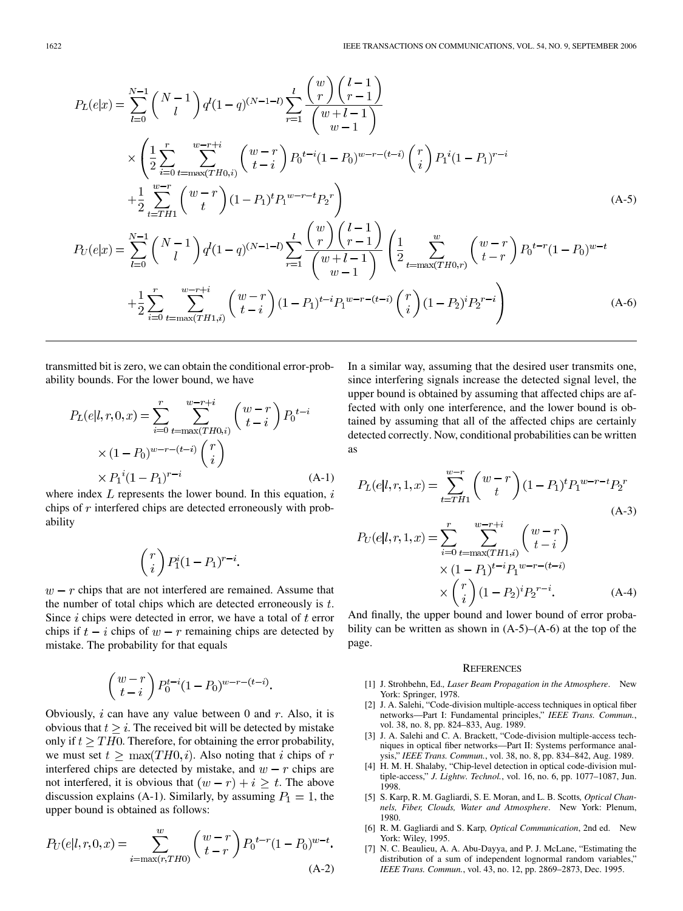$$P_L(e|x) = \sum_{l=0}^{N-1} \binom{N-1}{l} q^l (1-q)^{(N-1-l)} \sum_{r=1}^{l} \frac{\binom{w}{r}\binom{l-1}{r-1}}{\binom{w+l-1}{w-1}} \times \left( \frac{1}{2} \sum_{i=0}^{r} \sum_{t=\max(TH0,i)}^{w-r+i} \binom{w-r}{t-i} {P_0}^{t-i} (1-P_0)^{w-r-(t-i)} \binom{r}{i} {P_1}^{i} (1-P_1)^{r-i} + \frac{1}{2} \sum_{t=TH1}^{w-r} \binom{w-r}{t} (1-P_1)^t {P_1}^{w-r-t} {P_2}^r \right) \quad \text{(A-5)}$$

$$P_U(e|x) = \sum_{l=0}^{N-1} \binom{N-1}{l} q^l (1-q)^{(N-1-l)} \sum_{r=1}^{l} \frac{\binom{w}{r}\binom{l-1}{r-1}}{\binom{w+l-1}{w-1}} \left( \frac{1}{2} \sum_{t=\max(TH0,r)}^{w} \binom{w-r}{t-r} {P_0}^{t-r} (1-P_0)^{w-t} + \frac{1}{2} \sum_{i=0}^{r} \sum_{t=\max(TH1,i)}^{w-r+i} \binom{w-r}{t-i} (1-P_1)^{t-i} {P_1}^{w-r-(t-i)} \binom{r}{i} (1-P_2)^i {P_2}^{r-i} \right) \quad \text{(A-6)}$$

transmitted bit is zero, we can obtain the conditional error-probability bounds. For the lower bound, we have

$$P_L(e|l,r,0,x) = \sum_{i=0}^{r} \sum_{t=\max(TH0,i)}^{w-r+i} \binom{w-r}{t-i} {P_0}^{t-i} \times (1-P_0)^{w-r-(t-i)} \binom{r}{i} \times {P_1}^{i} (1-P_1)^{r-i} \quad \text{(A-1)}$$

where index $L$ represents the lower bound. In this equation, $i$ chips of $r$ interfered chips are detected erroneously with probability

$$\binom{r}{i} P_1^i (1-P_1)^{r-i}.$$

$w-r$ chips that are not interfered are remained. Assume that the number of total chips which are detected erroneously is $t$. Since $i$ chips were detected in error, we have a total of $t$ error chips if $t-i$ chips of $w-r$ remaining chips are detected by mistake. The probability for that equals

$$\binom{w-r}{t-i} P_0^{t-i} (1-P_0)^{w-r-(t-i)}.$$

Obviously, $i$ can have any value between 0 and $r$. Also, it is obvious that $t \geq i$. The received bit will be detected by mistake only if $t \geq TH0$. Therefore, for obtaining the error probability, we must set $t \geq \max(TH0, i)$. Also noting that $i$ chips of $r$ interfered chips are detected by mistake, and $w-r$ chips are not interfered, it is obvious that $(w-r)+i \geq t$. The above discussion explains (A-1). Similarly, by assuming $P_1 = 1$, the upper bound is obtained as follows:

$$P_U(e|l,r,0,x) = \sum_{i=\max(r,TH0)}^{w} \binom{w-r}{t-r} {P_0}^{t-r} (1-P_0)^{w-t}. \quad \text{(A-2)}$$

In a similar way, assuming that the desired user transmits one, since interfering signals increase the detected signal level, the upper bound is obtained by assuming that affected chips are affected with only one interference, and the lower bound is obtained by assuming that all of the affected chips are certainly detected correctly. Now, conditional probabilities can be written as

$$P_L(e|l,r,1,x) = \sum_{t=TH1}^{w-r} \binom{w-r}{t} (1-P_1)^t {P_1}^{w-r-t} {P_2}^r \quad \text{(A-3)}$$

$$P_U(e|l,r,1,x) = \sum_{i=0}^{r} \sum_{t=\max(TH1,i)}^{w-r+i} \binom{w-r}{t-i} \times (1-P_1)^{t-i} {P_1}^{w-r-(t-i)} \times \binom{r}{i} (1-P_2)^i {P_2}^{r-i}. \quad \text{(A-4)}$$

And finally, the upper bound and lower bound of error probability can be written as shown in (A-5)–(A-6) at the top of the page.

## References

[1] J. Strohbehn, Ed., *Laser Beam Propagation in the Atmosphere*. New York: Springer, 1978.

[2] J. A. Salehi, "Code-division multiple-access techniques in optical fiber networks—Part I: Fundamental principles," *IEEE Trans. Commun.*, vol. 38, no. 8, pp. 824–833, Aug. 1989.

[3] J. A. Salehi and C. A. Brackett, "Code-division multiple-access techniques in optical fiber networks—Part II: Systems performance analysis," *IEEE Trans. Commun.*, vol. 38, no. 8, pp. 834–842, Aug. 1989.

[4] H. M. H. Shalaby, "Chip-level detection in optical code-division multiple-access," *J. Lightw. Technol.*, vol. 16, no. 6, pp. 1077–1087, Jun. 1998.

[5] S. Karp, R. M. Gagliardi, S. E. Moran, and L. B. Scotts, *Optical Channels, Fiber, Clouds, Water and Atmosphere*. New York: Plenum, 1980.

[6] R. M. Gagliardi and S. Karp, *Optical Communication*, 2nd ed. New York: Wiley, 1995.

[7] N. C. Beaulieu, A. A. Abu-Dayya, and P. J. McLane, "Estimating the distribution of a sum of independent lognormal random variables," *IEEE Trans. Commun.*, vol. 43, no. 12, pp. 2869–2873, Dec. 1995.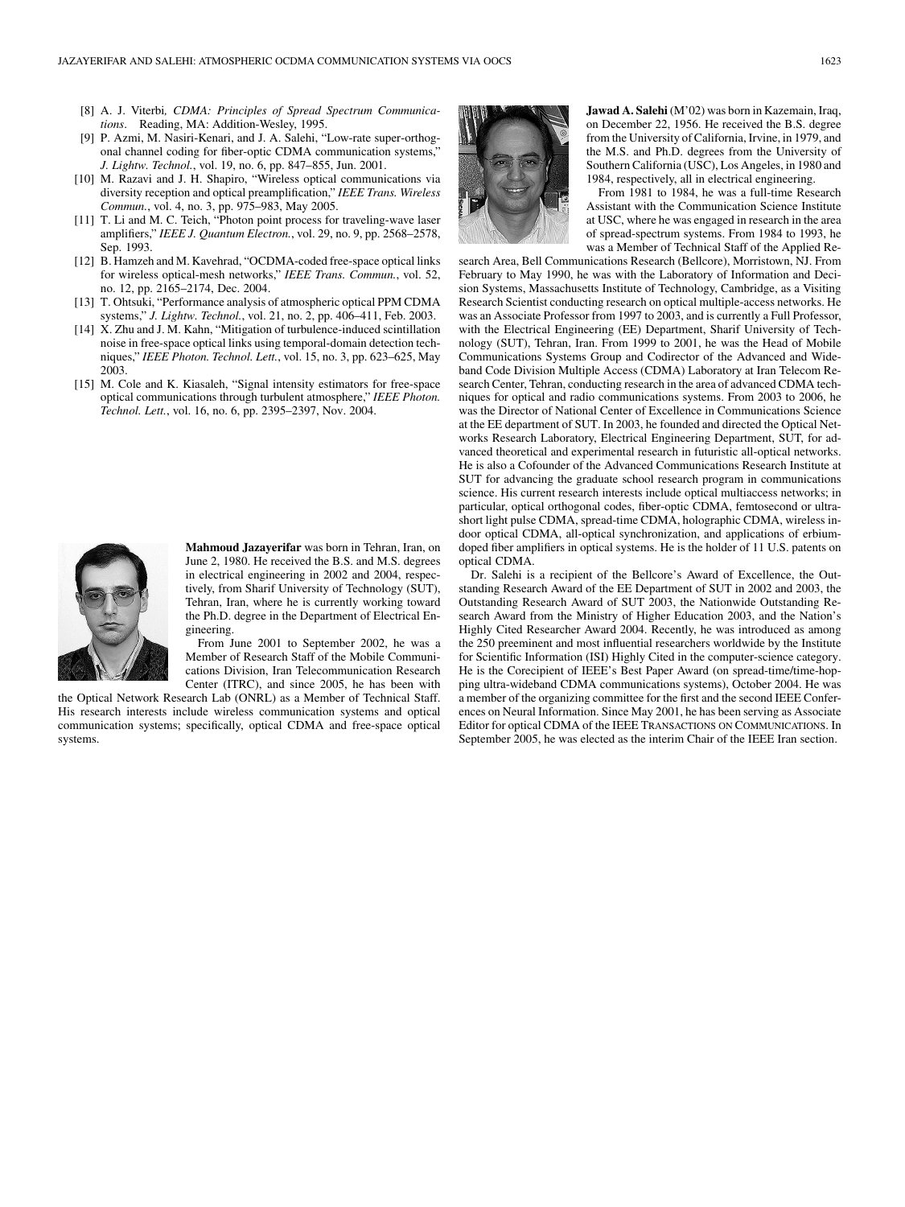[8] A. J. Viterbi, *CDMA: Principles of Spread Spectrum Communications*. Reading, MA: Addition-Wesley, 1995.

[9] P. Azmi, M. Nasiri-Kenari, and J. A. Salehi, "Low-rate super-orthogonal channel coding for fiber-optic CDMA communication systems," *J. Lightw. Technol.*, vol. 19, no. 6, pp. 847–855, Jun. 2001.

[10] M. Razavi and J. H. Shapiro, "Wireless optical communications via diversity reception and optical preamplification," *IEEE Trans. Wireless Commun.*, vol. 4, no. 3, pp. 975–983, May 2005.

[11] T. Li and M. C. Teich, "Photon point process for traveling-wave laser amplifiers," *IEEE J. Quantum Electron.*, vol. 29, no. 9, pp. 2568–2578, Sep. 1993.

[12] B. Hamzeh and M. Kavehrad, "OCDMA-coded free-space optical links for wireless optical-mesh networks," *IEEE Trans. Commun.*, vol. 52, no. 12, pp. 2165–2174, Dec. 2004.

[13] T. Ohtsuki, "Performance analysis of atmospheric optical PPM CDMA systems," *J. Lightw. Technol.*, vol. 21, no. 2, pp. 406–411, Feb. 2003.

[14] X. Zhu and J. M. Kahn, "Mitigation of turbulence-induced scintillation noise in free-space optical links using temporal-domain detection techniques," *IEEE Photon. Technol. Lett.*, vol. 15, no. 3, pp. 623–625, May 2003.

[15] M. Cole and K. Kiasaleh, "Signal intensity estimators for free-space optical communications through turbulent atmosphere," *IEEE Photon. Technol. Lett.*, vol. 16, no. 6, pp. 2395–2397, Nov. 2004.

**Mahmoud Jazayerifar** was born in Tehran, Iran, on June 2, 1980. He received the B.S. and M.S. degrees in electrical engineering in 2002 and 2004, respectively, from Sharif University of Technology (SUT), Tehran, Iran, where he is currently working toward the Ph.D. degree in the Department of Electrical Engineering.

From June 2001 to September 2002, he was a Member of Research Staff of the Mobile Communications Division, Iran Telecommunication Research Center (ITRC), and since 2005, he has been with the Optical Network Research Lab (ONRL) as a Member of Technical Staff. His research interests include wireless communication systems and optical communication systems; specifically, optical CDMA and free-space optical systems.

**Jawad A. Salehi** (M'02) was born in Kazemain, Iraq, on December 22, 1956. He received the B.S. degree from the University of California, Irvine, in 1979, and the M.S. and Ph.D. degrees from the University of Southern California (USC), Los Angeles, in 1980 and 1984, respectively, all in electrical engineering.

From 1981 to 1984, he was a full-time Research Assistant with the Communication Science Institute at USC, where he was engaged in research in the area of spread-spectrum systems. From 1984 to 1993, he was a Member of Technical Staff of the Applied Research Area, Bell Communications Research (Bellcore), Morristown, NJ. From February to May 1990, he was with the Laboratory of Information and Decision Systems, Massachusetts Institute of Technology, Cambridge, as a Visiting Research Scientist conducting research on optical multiple-access networks. He was an Associate Professor from 1997 to 2003, and is currently a Full Professor, with the Electrical Engineering (EE) Department, Sharif University of Technology (SUT), Tehran, Iran. From 1999 to 2001, he was the Head of Mobile Communications Systems Group and Codirector of the Advanced and Wideband Code Division Multiple Access (CDMA) Laboratory at Iran Telecom Research Center, Tehran, conducting research in the area of advanced CDMA techniques for optical and radio communications systems. From 2003 to 2006, he was the Director of National Center of Excellence in Communications Science at the EE department of SUT. In 2003, he founded and directed the Optical Networks Research Laboratory, Electrical Engineering Department, SUT, for advanced theoretical and experimental research in futuristic all-optical networks. He is also a Cofounder of the Advanced Communications Research Institute at SUT for advancing the graduate school research program in communications science. His current research interests include optical multiaccess networks; in particular, optical orthogonal codes, fiber-optic CDMA, femtosecond or ultrashort light pulse CDMA, spread-time CDMA, holographic CDMA, wireless indoor optical CDMA, all-optical synchronization, and applications of erbium-doped fiber amplifiers in optical systems. He is the holder of 11 U.S. patents on optical CDMA.

Dr. Salehi is a recipient of the Bellcore's Award of Excellence, the Outstanding Research Award of the EE Department of SUT in 2002 and 2003, the Outstanding Research Award of SUT 2003, the Nationwide Outstanding Research Award from the Ministry of Higher Education 2003, and the Nation's Highly Cited Researcher Award 2004. Recently, he was introduced as among the 250 preeminent and most influential researchers worldwide by the Institute for Scientific Information (ISI) Highly Cited in the computer-science category. He is the Corecipient of IEEE's Best Paper Award (on spread-time/time-hopping ultra-wideband CDMA communications systems), October 2004. He was a member of the organizing committee for the first and the second IEEE Conferences on Neural Information. Since May 2001, he has been serving as Associate Editor for optical CDMA of the IEEE TRANSACTIONS ON COMMUNICATIONS. In September 2005, he was elected as the interim Chair of the IEEE Iran section.